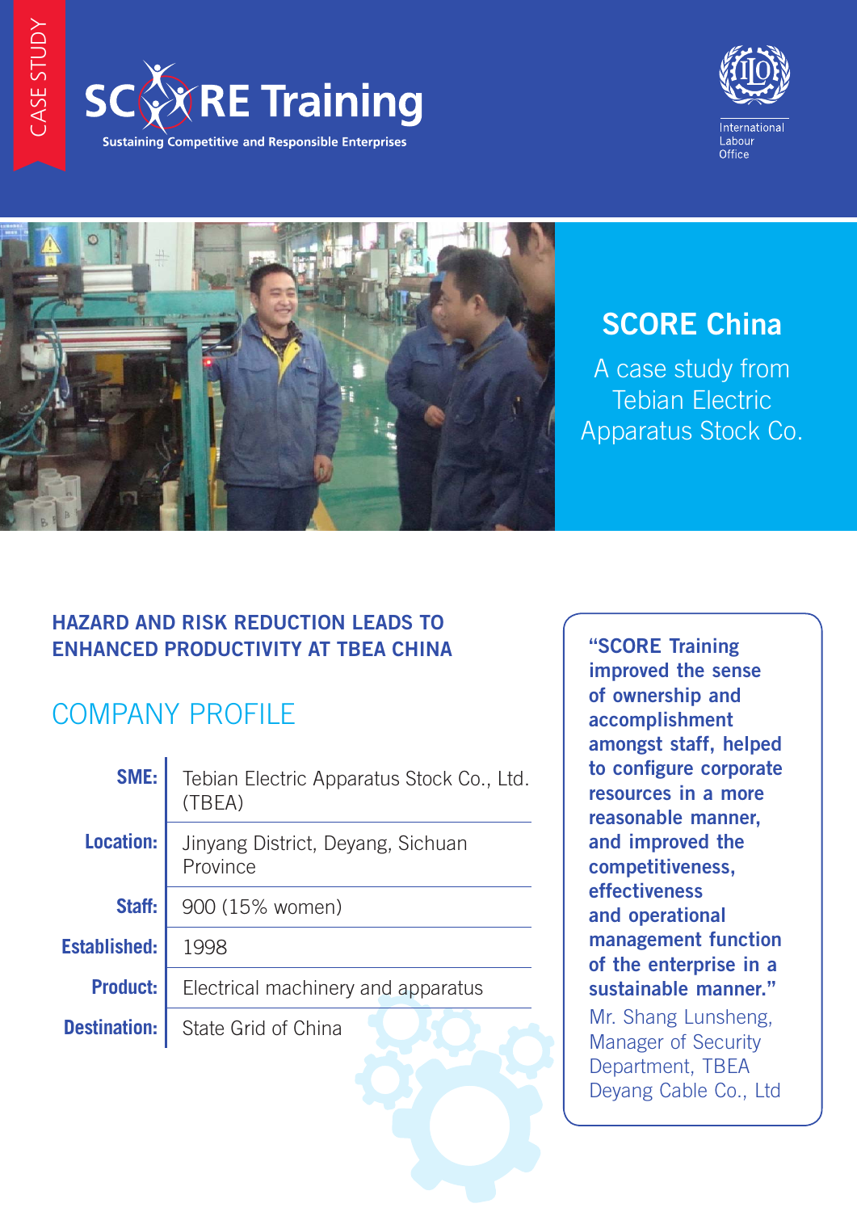CASE STUDY

# SCORE Training

Sustaining Competitive and Responsible Enterprises

International Labour Office

## SCORE China

A case study from Tebian Electric Apparatus Stock Co.

### HAZARD AND RISK REDUCTION LEADS TO ENHANCED PRODUCTIVITY AT TBEA CHINA

## COMPANY PROFILE

| | |
|---|---|
| **SME:** | Tebian Electric Apparatus Stock Co., Ltd. (TBEA) |
| **Location:** | Jinyang District, Deyang, Sichuan Province |
| **Staff:** | 900 (15% women) |
| **Established:** | 1998 |
| **Product:** | Electrical machinery and apparatus |
| **Destination:** | State Grid of China |

> **"SCORE Training improved the sense of ownership and accomplishment amongst staff, helped to configure corporate resources in a more reasonable manner, and improved the competitiveness, effectiveness and operational management function of the enterprise in a sustainable manner."**
>
> Mr. Shang Lunsheng, Manager of Security Department, TBEA Deyang Cable Co., Ltd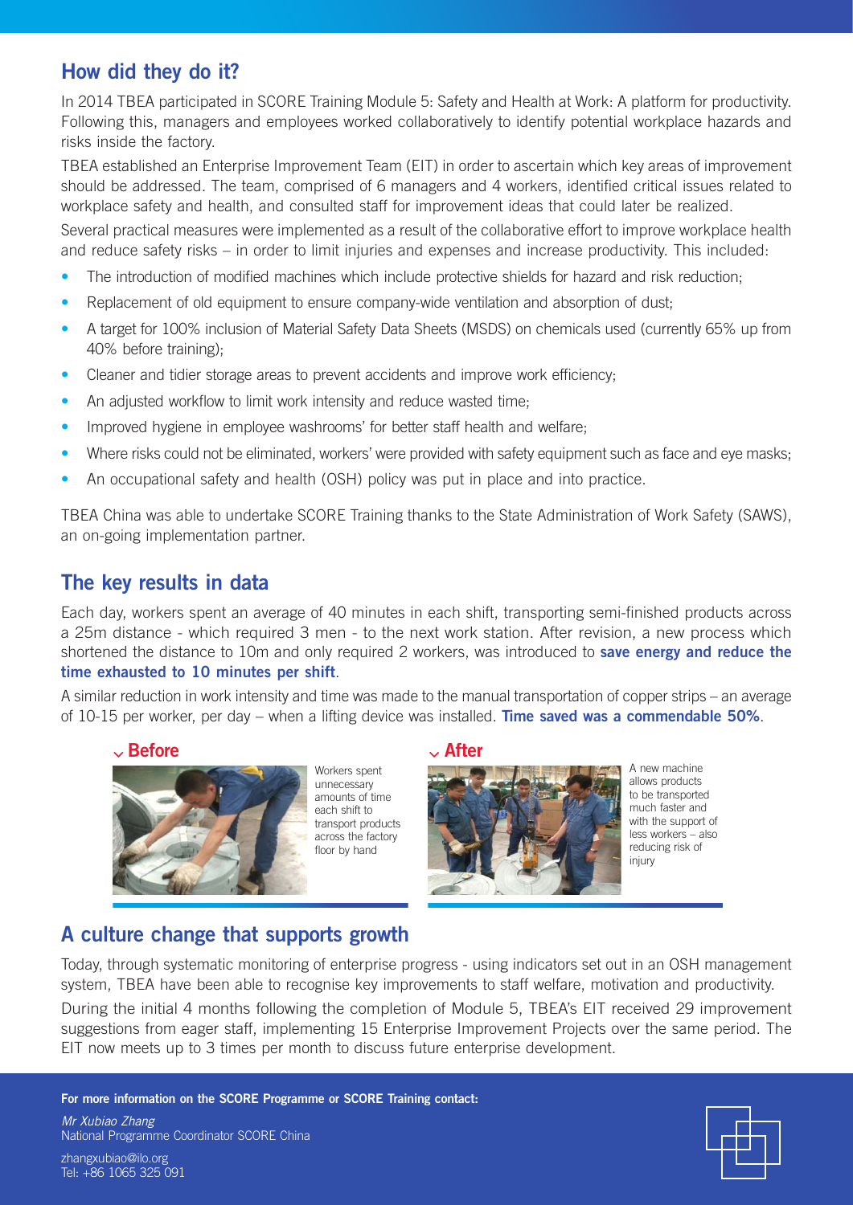## How did they do it?

In 2014 TBEA participated in SCORE Training Module 5: Safety and Health at Work: A platform for productivity. Following this, managers and employees worked collaboratively to identify potential workplace hazards and risks inside the factory.

TBEA established an Enterprise Improvement Team (EIT) in order to ascertain which key areas of improvement should be addressed. The team, comprised of 6 managers and 4 workers, identified critical issues related to workplace safety and health, and consulted staff for improvement ideas that could later be realized.

Several practical measures were implemented as a result of the collaborative effort to improve workplace health and reduce safety risks – in order to limit injuries and expenses and increase productivity. This included:

- The introduction of modified machines which include protective shields for hazard and risk reduction;
- Replacement of old equipment to ensure company-wide ventilation and absorption of dust;
- A target for 100% inclusion of Material Safety Data Sheets (MSDS) on chemicals used (currently 65% up from 40% before training);
- Cleaner and tidier storage areas to prevent accidents and improve work efficiency;
- An adjusted workflow to limit work intensity and reduce wasted time;
- Improved hygiene in employee washrooms' for better staff health and welfare;
- Where risks could not be eliminated, workers' were provided with safety equipment such as face and eye masks;
- An occupational safety and health (OSH) policy was put in place and into practice.

TBEA China was able to undertake SCORE Training thanks to the State Administration of Work Safety (SAWS), an on-going implementation partner.

## The key results in data

Each day, workers spent an average of 40 minutes in each shift, transporting semi-finished products across a 25m distance - which required 3 men - to the next work station. After revision, a new process which shortened the distance to 10m and only required 2 workers, was introduced to **save energy and reduce the time exhausted to 10 minutes per shift**.

A similar reduction in work intensity and time was made to the manual transportation of copper strips – an average of 10-15 per worker, per day – when a lifting device was installed. **Time saved was a commendable 50%**.

**Before**

Workers spent unnecessary amounts of time each shift to transport products across the factory floor by hand

**After**

A new machine allows products to be transported much faster and with the support of less workers – also reducing risk of injury

## A culture change that supports growth

Today, through systematic monitoring of enterprise progress - using indicators set out in an OSH management system, TBEA have been able to recognise key improvements to staff welfare, motivation and productivity.

During the initial 4 months following the completion of Module 5, TBEA's EIT received 29 improvement suggestions from eager staff, implementing 15 Enterprise Improvement Projects over the same period. The EIT now meets up to 3 times per month to discuss future enterprise development.

**For more information on the SCORE Programme or SCORE Training contact:**

*Mr Xubiao Zhang*
National Programme Coordinator SCORE China

zhangxubiao@ilo.org
Tel: +86 1065 325 091